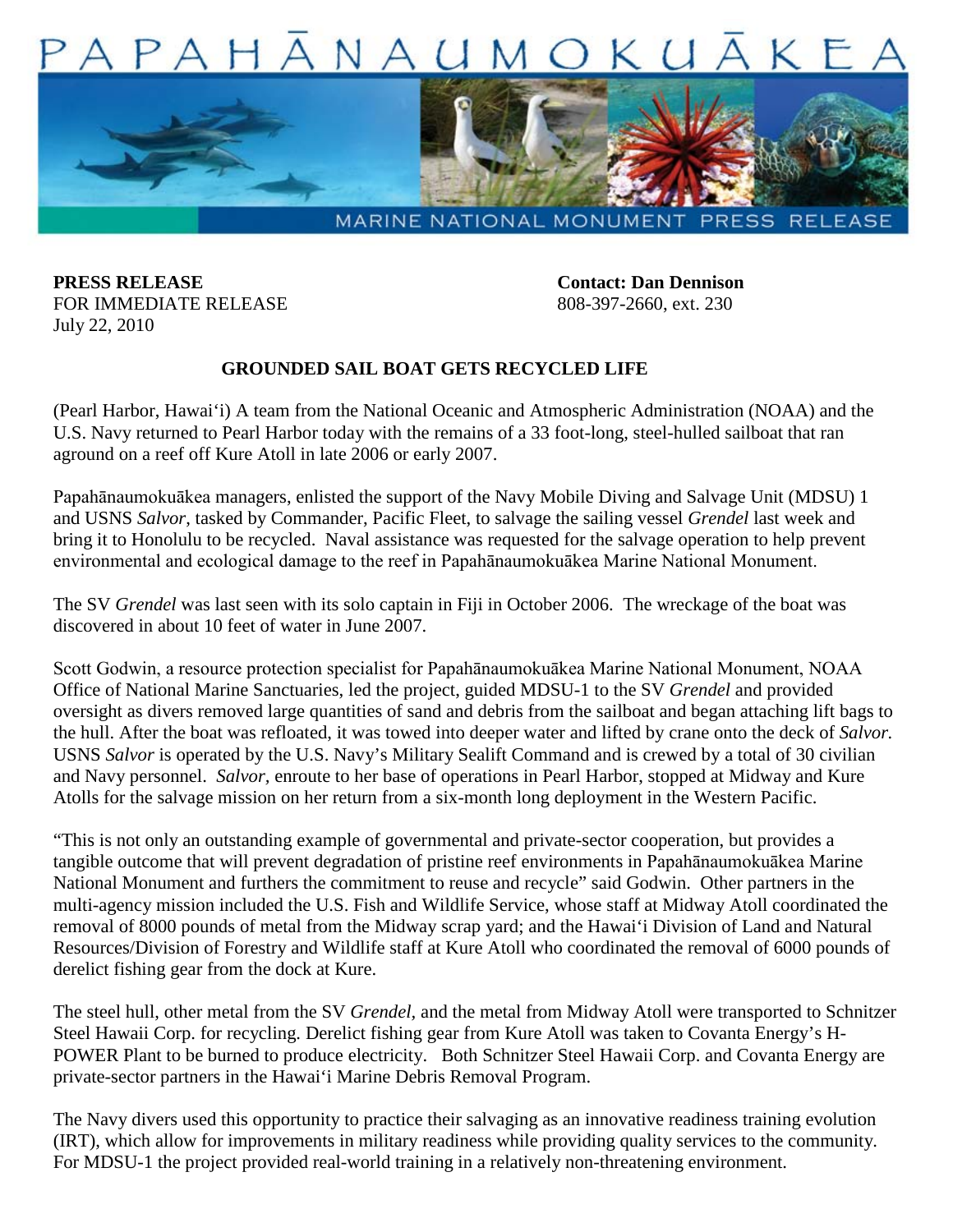# PAPAHĀNAUMOKUĀKEA

MARINE NATIONAL MONUMENT PRESS RELEASE

**PRESS RELEASE**
FOR IMMEDIATE RELEASE
July 22, 2010

**Contact: Dan Dennison**
808-397-2660, ext. 230

## GROUNDED SAIL BOAT GETS RECYCLED LIFE

(Pearl Harbor, Hawai‘i) A team from the National Oceanic and Atmospheric Administration (NOAA) and the U.S. Navy returned to Pearl Harbor today with the remains of a 33 foot-long, steel-hulled sailboat that ran aground on a reef off Kure Atoll in late 2006 or early 2007.

Papahānaumokuākea managers, enlisted the support of the Navy Mobile Diving and Salvage Unit (MDSU) 1 and USNS *Salvor*, tasked by Commander, Pacific Fleet, to salvage the sailing vessel *Grendel* last week and bring it to Honolulu to be recycled. Naval assistance was requested for the salvage operation to help prevent environmental and ecological damage to the reef in Papahānaumokuākea Marine National Monument.

The SV *Grendel* was last seen with its solo captain in Fiji in October 2006. The wreckage of the boat was discovered in about 10 feet of water in June 2007.

Scott Godwin, a resource protection specialist for Papahānaumokuākea Marine National Monument, NOAA Office of National Marine Sanctuaries, led the project, guided MDSU-1 to the SV *Grendel* and provided oversight as divers removed large quantities of sand and debris from the sailboat and began attaching lift bags to the hull. After the boat was refloated, it was towed into deeper water and lifted by crane onto the deck of *Salvor.* USNS *Salvor* is operated by the U.S. Navy's Military Sealift Command and is crewed by a total of 30 civilian and Navy personnel. *Salvor,* enroute to her base of operations in Pearl Harbor, stopped at Midway and Kure Atolls for the salvage mission on her return from a six-month long deployment in the Western Pacific.

"This is not only an outstanding example of governmental and private-sector cooperation, but provides a tangible outcome that will prevent degradation of pristine reef environments in Papahānaumokuākea Marine National Monument and furthers the commitment to reuse and recycle" said Godwin. Other partners in the multi-agency mission included the U.S. Fish and Wildlife Service, whose staff at Midway Atoll coordinated the removal of 8000 pounds of metal from the Midway scrap yard; and the Hawai‘i Division of Land and Natural Resources/Division of Forestry and Wildlife staff at Kure Atoll who coordinated the removal of 6000 pounds of derelict fishing gear from the dock at Kure.

The steel hull, other metal from the SV *Grendel,* and the metal from Midway Atoll were transported to Schnitzer Steel Hawaii Corp. for recycling. Derelict fishing gear from Kure Atoll was taken to Covanta Energy's H-POWER Plant to be burned to produce electricity. Both Schnitzer Steel Hawaii Corp. and Covanta Energy are private-sector partners in the Hawai‘i Marine Debris Removal Program.

The Navy divers used this opportunity to practice their salvaging as an innovative readiness training evolution (IRT), which allow for improvements in military readiness while providing quality services to the community. For MDSU-1 the project provided real-world training in a relatively non-threatening environment.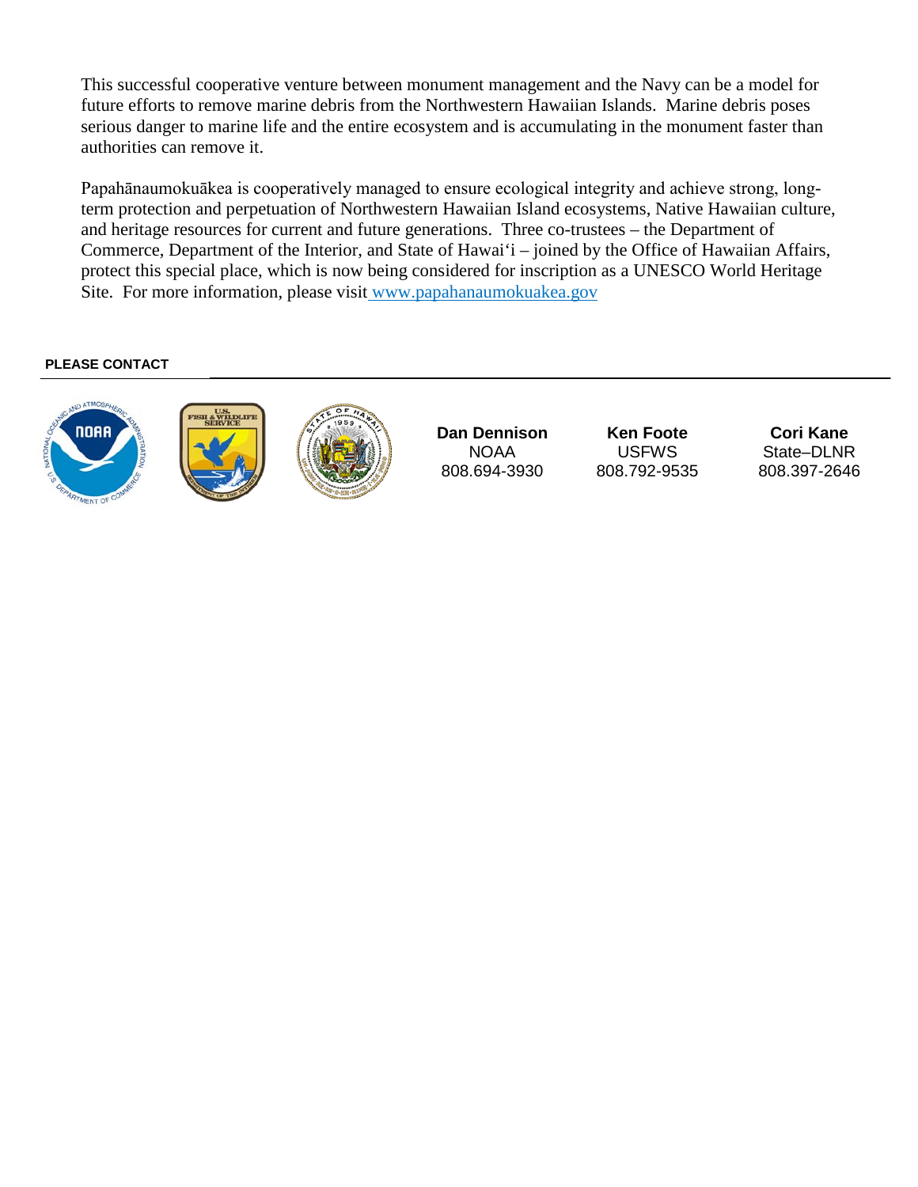This successful cooperative venture between monument management and the Navy can be a model for future efforts to remove marine debris from the Northwestern Hawaiian Islands. Marine debris poses serious danger to marine life and the entire ecosystem and is accumulating in the monument faster than authorities can remove it.

Papahānaumokuākea is cooperatively managed to ensure ecological integrity and achieve strong, long-term protection and perpetuation of Northwestern Hawaiian Island ecosystems, Native Hawaiian culture, and heritage resources for current and future generations. Three co-trustees – the Department of Commerce, Department of the Interior, and State of Hawai'i – joined by the Office of Hawaiian Affairs, protect this special place, which is now being considered for inscription as a UNESCO World Heritage Site. For more information, please visit www.papahanaumokuakea.gov

**PLEASE CONTACT**

**Dan Dennison**
NOAA
808.694-3930

**Ken Foote**
USFWS
808.792-9535

**Cori Kane**
State–DLNR
808.397-2646